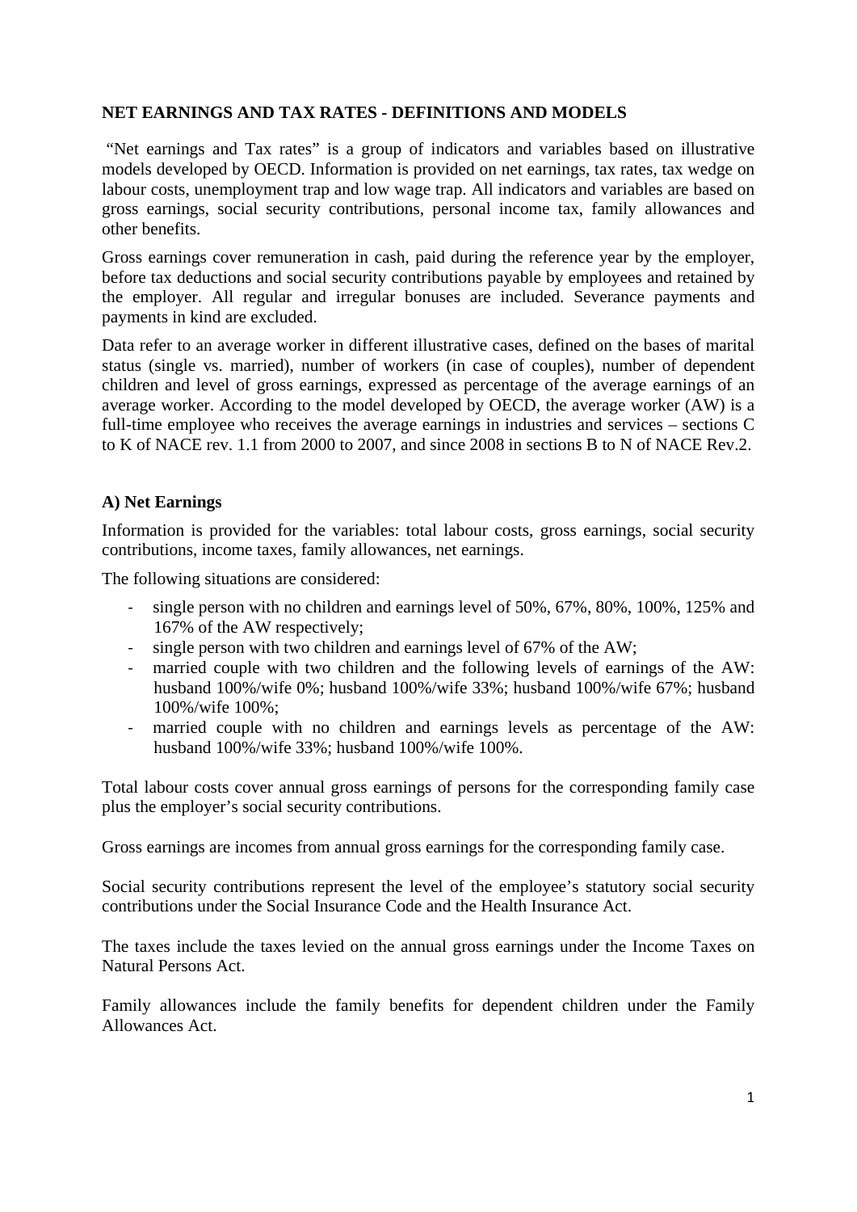# NET EARNINGS AND TAX RATES - DEFINITIONS AND MODELS

"Net earnings and Tax rates" is a group of indicators and variables based on illustrative models developed by OECD. Information is provided on net earnings, tax rates, tax wedge on labour costs, unemployment trap and low wage trap. All indicators and variables are based on gross earnings, social security contributions, personal income tax, family allowances and other benefits.

Gross earnings cover remuneration in cash, paid during the reference year by the employer, before tax deductions and social security contributions payable by employees and retained by the employer. All regular and irregular bonuses are included. Severance payments and payments in kind are excluded.

Data refer to an average worker in different illustrative cases, defined on the bases of marital status (single vs. married), number of workers (in case of couples), number of dependent children and level of gross earnings, expressed as percentage of the average earnings of an average worker. According to the model developed by OECD, the average worker (AW) is a full-time employee who receives the average earnings in industries and services – sections C to K of NACE rev. 1.1 from 2000 to 2007, and since 2008 in sections B to N of NACE Rev.2.

## A) Net Earnings

Information is provided for the variables: total labour costs, gross earnings, social security contributions, income taxes, family allowances, net earnings.

The following situations are considered:

- single person with no children and earnings level of 50%, 67%, 80%, 100%, 125% and 167% of the AW respectively;
- single person with two children and earnings level of 67% of the AW;
- married couple with two children and the following levels of earnings of the AW: husband 100%/wife 0%; husband 100%/wife 33%; husband 100%/wife 67%; husband 100%/wife 100%;
- married couple with no children and earnings levels as percentage of the AW: husband 100%/wife 33%; husband 100%/wife 100%.

Total labour costs cover annual gross earnings of persons for the corresponding family case plus the employer's social security contributions.

Gross earnings are incomes from annual gross earnings for the corresponding family case.

Social security contributions represent the level of the employee's statutory social security contributions under the Social Insurance Code and the Health Insurance Act.

The taxes include the taxes levied on the annual gross earnings under the Income Taxes on Natural Persons Act.

Family allowances include the family benefits for dependent children under the Family Allowances Act.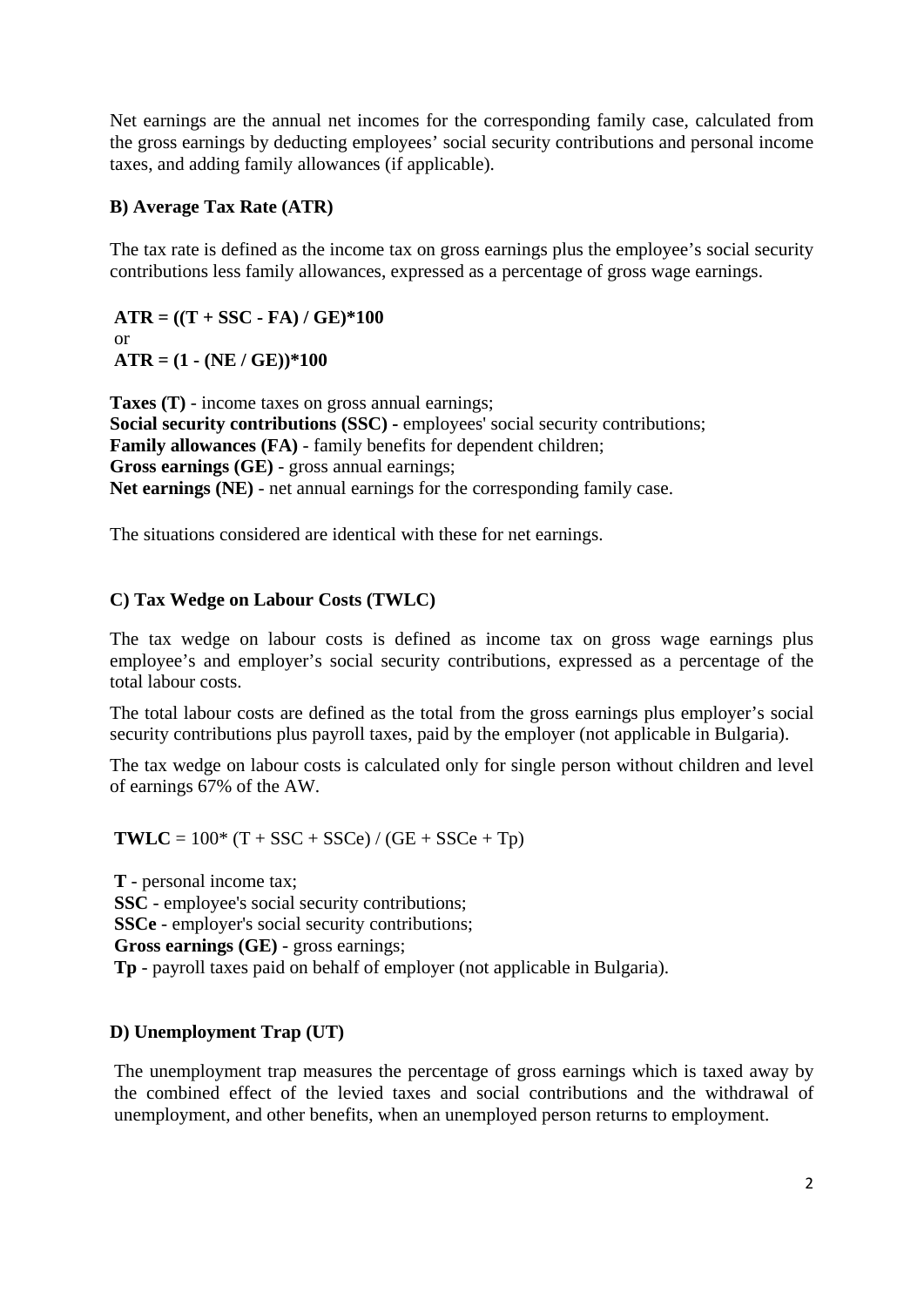Net earnings are the annual net incomes for the corresponding family case, calculated from the gross earnings by deducting employees' social security contributions and personal income taxes, and adding family allowances (if applicable).

**B) Average Tax Rate (ATR)**

The tax rate is defined as the income tax on gross earnings plus the employee's social security contributions less family allowances, expressed as a percentage of gross wage earnings.

$$ATR = ((T + SSC - FA) / GE)*100$$

or

$$ATR = (1 - (NE / GE))*100$$

**Taxes (T)** - income taxes on gross annual earnings;
**Social security contributions (SSC)** - employees' social security contributions;
**Family allowances (FA)** - family benefits for dependent children;
**Gross earnings (GE)** - gross annual earnings;
**Net earnings (NE)** - net annual earnings for the corresponding family case.

The situations considered are identical with these for net earnings.

**C) Tax Wedge on Labour Costs (TWLC)**

The tax wedge on labour costs is defined as income tax on gross wage earnings plus employee's and employer's social security contributions, expressed as a percentage of the total labour costs.

The total labour costs are defined as the total from the gross earnings plus employer's social security contributions plus payroll taxes, paid by the employer (not applicable in Bulgaria).

The tax wedge on labour costs is calculated only for single person without children and level of earnings 67% of the AW.

$$TWLC = 100* (T + SSC + SSCe) / (GE + SSCe + Tp)$$

**T** - personal income tax;
**SSC** - employee's social security contributions;
**SSCe** - employer's social security contributions;
**Gross earnings (GE)** - gross earnings;
**Tp** - payroll taxes paid on behalf of employer (not applicable in Bulgaria).

**D) Unemployment Trap (UT)**

The unemployment trap measures the percentage of gross earnings which is taxed away by the combined effect of the levied taxes and social contributions and the withdrawal of unemployment, and other benefits, when an unemployed person returns to employment.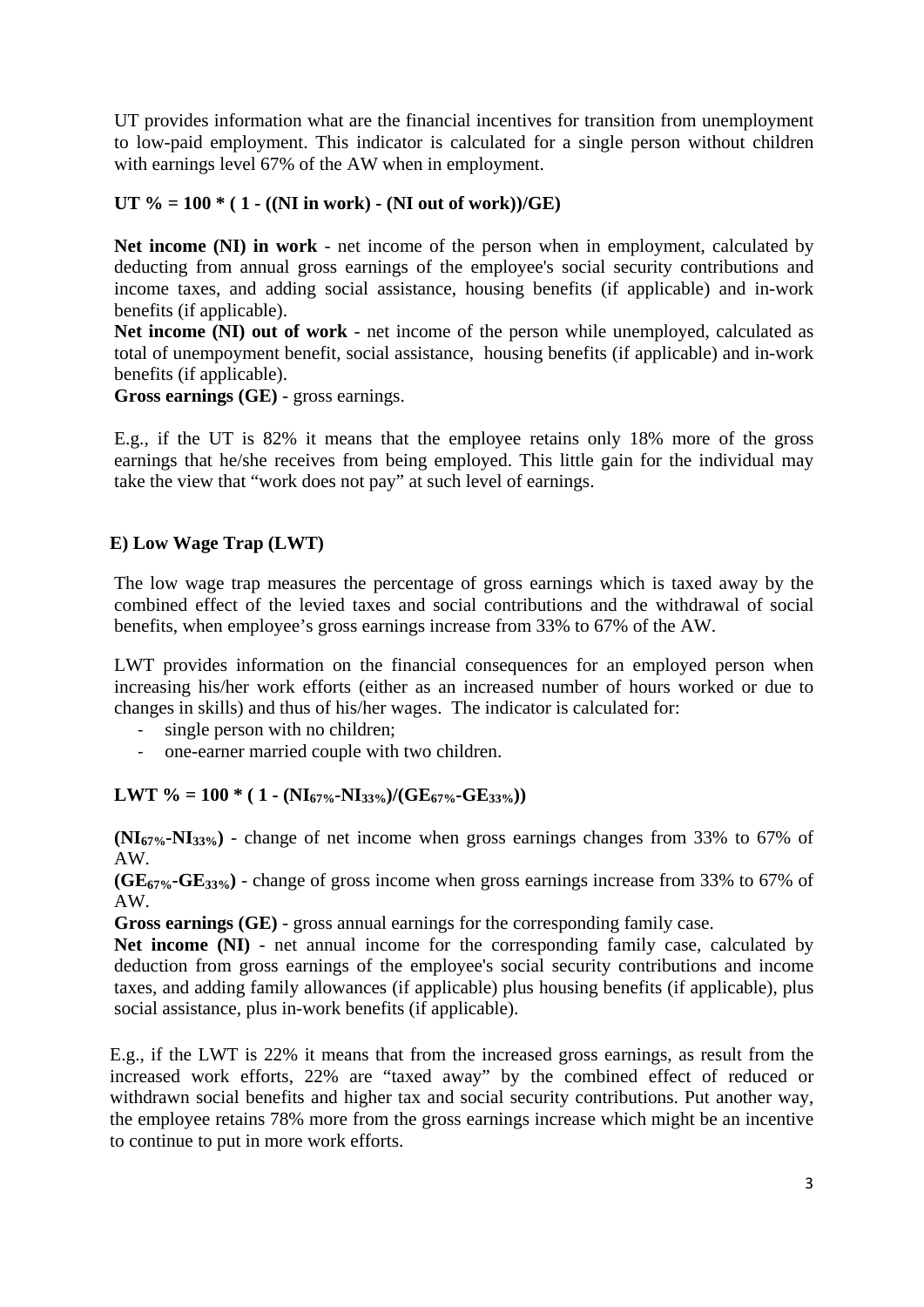UT provides information what are the financial incentives for transition from unemployment to low-paid employment. This indicator is calculated for a single person without children with earnings level 67% of the AW when in employment.

**UT % = 100 * ( 1 - ((NI in work) - (NI out of work))/GE)**

**Net income (NI) in work** - net income of the person when in employment, calculated by deducting from annual gross earnings of the employee's social security contributions and income taxes, and adding social assistance, housing benefits (if applicable) and in-work benefits (if applicable).
**Net income (NI) out of work** - net income of the person while unemployed, calculated as total of unempopyment benefit, social assistance, housing benefits (if applicable) and in-work benefits (if applicable).
**Gross earnings (GE)** - gross earnings.

E.g., if the UT is 82% it means that the employee retains only 18% more of the gross earnings that he/she receives from being employed. This little gain for the individual may take the view that "work does not pay" at such level of earnings.

### E) Low Wage Trap (LWT)

The low wage trap measures the percentage of gross earnings which is taxed away by the combined effect of the levied taxes and social contributions and the withdrawal of social benefits, when employee's gross earnings increase from 33% to 67% of the AW.

LWT provides information on the financial consequences for an employed person when increasing his/her work efforts (either as an increased number of hours worked or due to changes in skills) and thus of his/her wages. The indicator is calculated for:

- single person with no children;
- one-earner married couple with two children.

**LWT % = 100 * ( 1 - $(NI_{67\%}-NI_{33\%})/(GE_{67\%}-GE_{33\%})$)**

**$(NI_{67\%}-NI_{33\%})$** - change of net income when gross earnings changes from 33% to 67% of AW.
**$(GE_{67\%}-GE_{33\%})$** - change of gross income when gross earnings increase from 33% to 67% of AW.
**Gross earnings (GE)** - gross annual earnings for the corresponding family case.
**Net income (NI)** - net annual income for the corresponding family case, calculated by deduction from gross earnings of the employee's social security contributions and income taxes, and adding family allowances (if applicable) plus housing benefits (if applicable), plus social assistance, plus in-work benefits (if applicable).

E.g., if the LWT is 22% it means that from the increased gross earnings, as result from the increased work efforts, 22% are "taxed away" by the combined effect of reduced or withdrawn social benefits and higher tax and social security contributions. Put another way, the employee retains 78% more from the gross earnings increase which might be an incentive to continue to put in more work efforts.